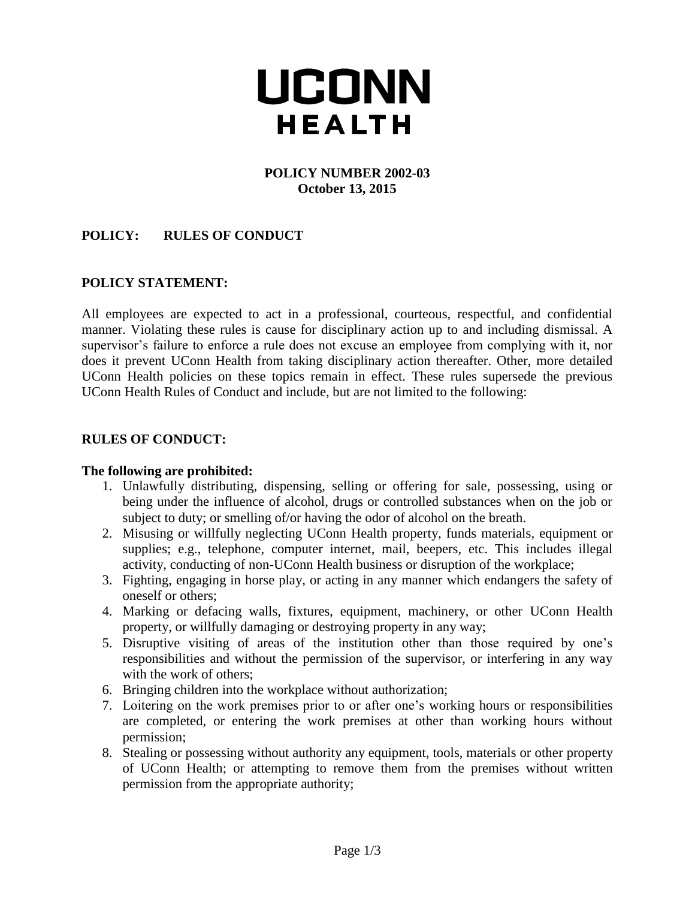# UCONN HEALTH

**POLICY NUMBER 2002-03**
**October 13, 2015**

## POLICY: RULES OF CONDUCT

## POLICY STATEMENT:

All employees are expected to act in a professional, courteous, respectful, and confidential manner. Violating these rules is cause for disciplinary action up to and including dismissal. A supervisor's failure to enforce a rule does not excuse an employee from complying with it, nor does it prevent UConn Health from taking disciplinary action thereafter. Other, more detailed UConn Health policies on these topics remain in effect. These rules supersede the previous UConn Health Rules of Conduct and include, but are not limited to the following:

## RULES OF CONDUCT:

**The following are prohibited:**

1. Unlawfully distributing, dispensing, selling or offering for sale, possessing, using or being under the influence of alcohol, drugs or controlled substances when on the job or subject to duty; or smelling of/or having the odor of alcohol on the breath.
2. Misusing or willfully neglecting UConn Health property, funds materials, equipment or supplies; e.g., telephone, computer internet, mail, beepers, etc. This includes illegal activity, conducting of non-UConn Health business or disruption of the workplace;
3. Fighting, engaging in horse play, or acting in any manner which endangers the safety of oneself or others;
4. Marking or defacing walls, fixtures, equipment, machinery, or other UConn Health property, or willfully damaging or destroying property in any way;
5. Disruptive visiting of areas of the institution other than those required by one's responsibilities and without the permission of the supervisor, or interfering in any way with the work of others;
6. Bringing children into the workplace without authorization;
7. Loitering on the work premises prior to or after one's working hours or responsibilities are completed, or entering the work premises at other than working hours without permission;
8. Stealing or possessing without authority any equipment, tools, materials or other property of UConn Health; or attempting to remove them from the premises without written permission from the appropriate authority;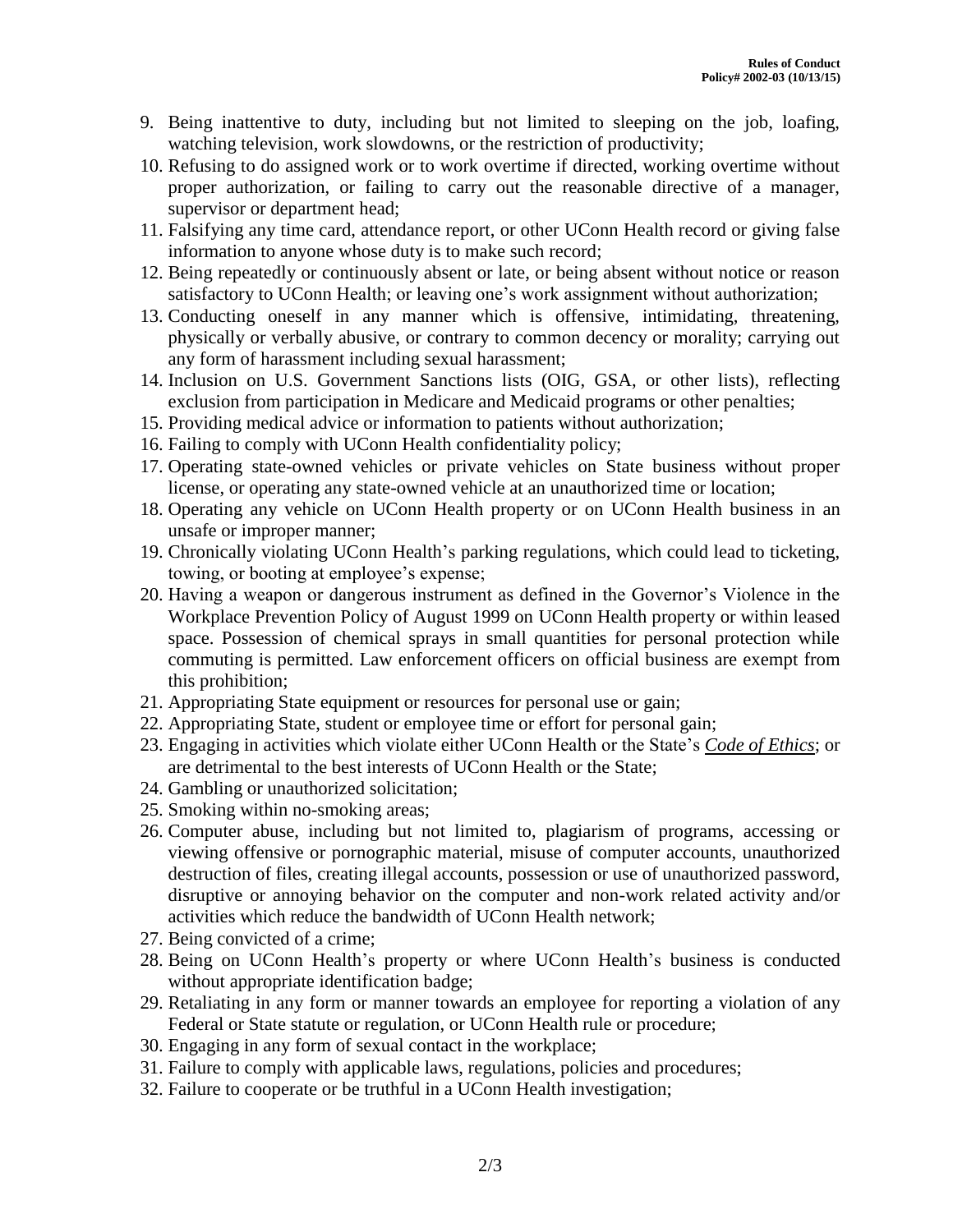9. Being inattentive to duty, including but not limited to sleeping on the job, loafing, watching television, work slowdowns, or the restriction of productivity;
10. Refusing to do assigned work or to work overtime if directed, working overtime without proper authorization, or failing to carry out the reasonable directive of a manager, supervisor or department head;
11. Falsifying any time card, attendance report, or other UConn Health record or giving false information to anyone whose duty is to make such record;
12. Being repeatedly or continuously absent or late, or being absent without notice or reason satisfactory to UConn Health; or leaving one's work assignment without authorization;
13. Conducting oneself in any manner which is offensive, intimidating, threatening, physically or verbally abusive, or contrary to common decency or morality; carrying out any form of harassment including sexual harassment;
14. Inclusion on U.S. Government Sanctions lists (OIG, GSA, or other lists), reflecting exclusion from participation in Medicare and Medicaid programs or other penalties;
15. Providing medical advice or information to patients without authorization;
16. Failing to comply with UConn Health confidentiality policy;
17. Operating state-owned vehicles or private vehicles on State business without proper license, or operating any state-owned vehicle at an unauthorized time or location;
18. Operating any vehicle on UConn Health property or on UConn Health business in an unsafe or improper manner;
19. Chronically violating UConn Health's parking regulations, which could lead to ticketing, towing, or booting at employee's expense;
20. Having a weapon or dangerous instrument as defined in the Governor's Violence in the Workplace Prevention Policy of August 1999 on UConn Health property or within leased space. Possession of chemical sprays in small quantities for personal protection while commuting is permitted. Law enforcement officers on official business are exempt from this prohibition;
21. Appropriating State equipment or resources for personal use or gain;
22. Appropriating State, student or employee time or effort for personal gain;
23. Engaging in activities which violate either UConn Health or the State's *Code of Ethics*; or are detrimental to the best interests of UConn Health or the State;
24. Gambling or unauthorized solicitation;
25. Smoking within no-smoking areas;
26. Computer abuse, including but not limited to, plagiarism of programs, accessing or viewing offensive or pornographic material, misuse of computer accounts, unauthorized destruction of files, creating illegal accounts, possession or use of unauthorized password, disruptive or annoying behavior on the computer and non-work related activity and/or activities which reduce the bandwidth of UConn Health network;
27. Being convicted of a crime;
28. Being on UConn Health's property or where UConn Health's business is conducted without appropriate identification badge;
29. Retaliating in any form or manner towards an employee for reporting a violation of any Federal or State statute or regulation, or UConn Health rule or procedure;
30. Engaging in any form of sexual contact in the workplace;
31. Failure to comply with applicable laws, regulations, policies and procedures;
32. Failure to cooperate or be truthful in a UConn Health investigation;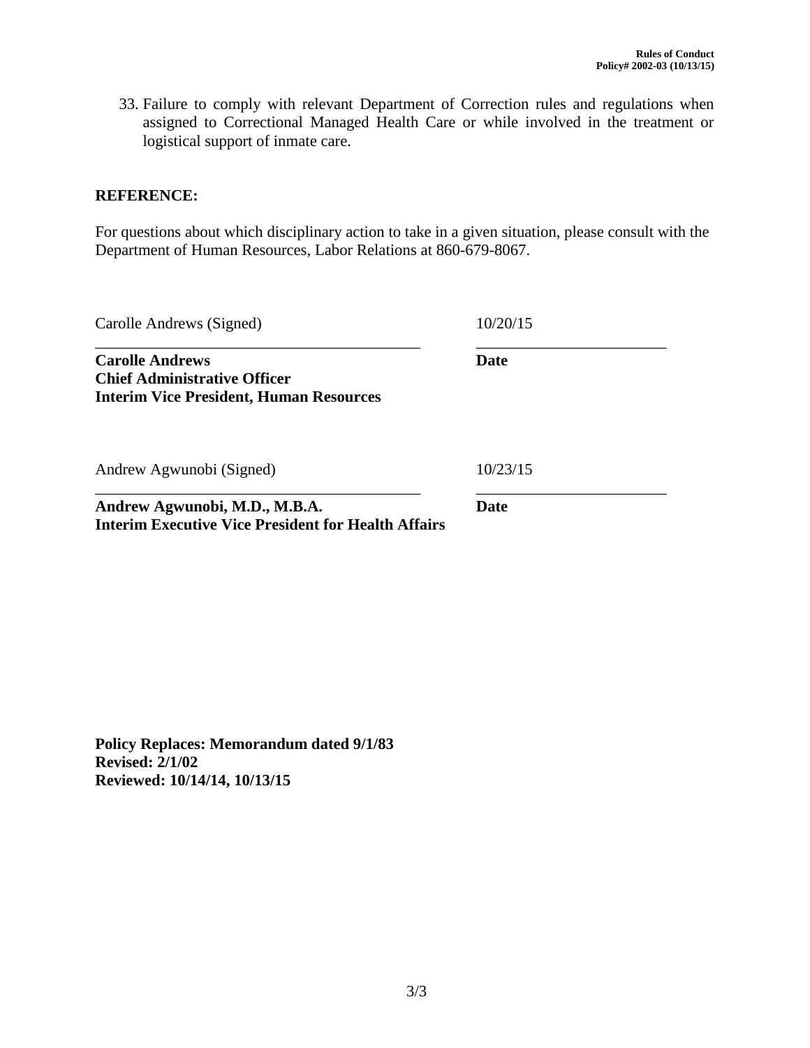33. Failure to comply with relevant Department of Correction rules and regulations when assigned to Correctional Managed Health Care or while involved in the treatment or logistical support of inmate care.

**REFERENCE:**

For questions about which disciplinary action to take in a given situation, please consult with the Department of Human Resources, Labor Relations at 860-679-8067.

Carolle Andrews (Signed) 10/20/15

**Carolle Andrews** **Date**
**Chief Administrative Officer**
**Interim Vice President, Human Resources**

Andrew Agwunobi (Signed) 10/23/15

**Andrew Agwunobi, M.D., M.B.A.** **Date**
**Interim Executive Vice President for Health Affairs**

**Policy Replaces: Memorandum dated 9/1/83**
**Revised: 2/1/02**
**Reviewed: 10/14/14, 10/13/15**